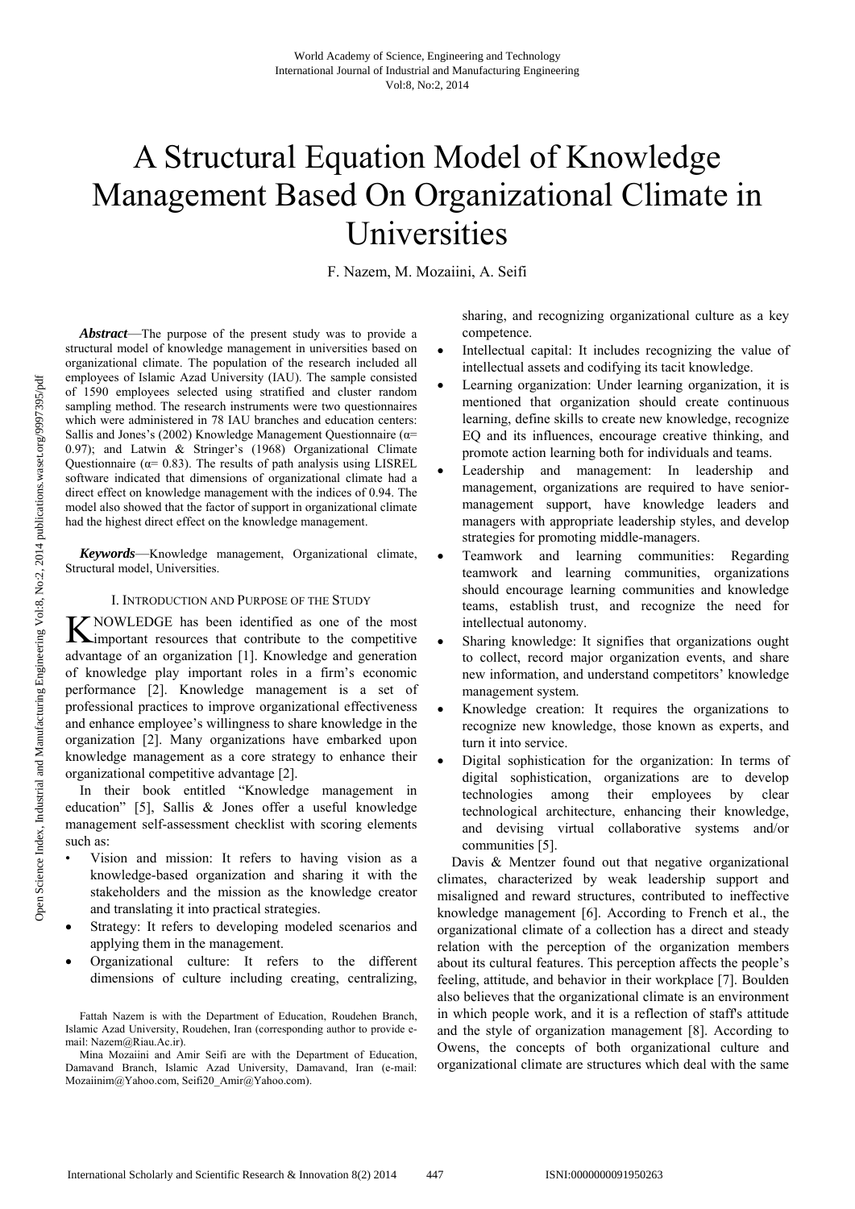# A Structural Equation Model of Knowledge Management Based On Organizational Climate in Universities

F. Nazem, M. Mozaiini, A. Seifi

***Abstract*****—**The purpose of the present study was to provide a structural model of knowledge management in universities based on organizational climate. The population of the research included all employees of Islamic Azad University (IAU). The sample consisted of 1590 employees selected using stratified and cluster random sampling method. The research instruments were two questionnaires which were administered in 78 IAU branches and education centers: Sallis and Jones's (2002) Knowledge Management Questionnaire ($\alpha$= 0.97); and Latwin & Stringer's (1968) Organizational Climate Questionnaire ($\alpha$= 0.83). The results of path analysis using LISREL software indicated that dimensions of organizational climate had a direct effect on knowledge management with the indices of 0.94. The model also showed that the factor of support in organizational climate had the highest direct effect on the knowledge management.

***Keywords*****—**Knowledge management, Organizational climate, Structural model, Universities.

## I. Introduction and Purpose of the Study

Knowledge has been identified as one of the most important resources that contribute to the competitive advantage of an organization [1]. Knowledge and generation of knowledge play important roles in a firm's economic performance [2]. Knowledge management is a set of professional practices to improve organizational effectiveness and enhance employee's willingness to share knowledge in the organization [2]. Many organizations have embarked upon knowledge management as a core strategy to enhance their organizational competitive advantage [2].

In their book entitled "Knowledge management in education" [5], Sallis & Jones offer a useful knowledge management self-assessment checklist with scoring elements such as:

- Vision and mission: It refers to having vision as a knowledge-based organization and sharing it with the stakeholders and the mission as the knowledge creator and translating it into practical strategies.
- Strategy: It refers to developing modeled scenarios and applying them in the management.
- Organizational culture: It refers to the different dimensions of culture including creating, centralizing, sharing, and recognizing organizational culture as a key competence.
- Intellectual capital: It includes recognizing the value of intellectual assets and codifying its tacit knowledge.
- Learning organization: Under learning organization, it is mentioned that organization should create continuous learning, define skills to create new knowledge, recognize EQ and its influences, encourage creative thinking, and promote action learning both for individuals and teams.
- Leadership and management: In leadership and management, organizations are required to have senior-management support, have knowledge leaders and managers with appropriate leadership styles, and develop strategies for promoting middle-managers.
- Teamwork and learning communities: Regarding teamwork and learning communities, organizations should encourage learning communities and knowledge teams, establish trust, and recognize the need for intellectual autonomy.
- Sharing knowledge: It signifies that organizations ought to collect, record major organization events, and share new information, and understand competitors' knowledge management system.
- Knowledge creation: It requires the organizations to recognize new knowledge, those known as experts, and turn it into service.
- Digital sophistication for the organization: In terms of digital sophistication, organizations are to develop technologies among their employees by clear technological architecture, enhancing their knowledge, and devising virtual collaborative systems and/or communities [5].

Davis & Mentzer found out that negative organizational climates, characterized by weak leadership support and misaligned and reward structures, contributed to ineffective knowledge management [6]. According to French et al., the organizational climate of a collection has a direct and steady relation with the perception of the organization members about its cultural features. This perception affects the people's feeling, attitude, and behavior in their workplace [7]. Boulden also believes that the organizational climate is an environment in which people work, and it is a reflection of staff's attitude and the style of organization management [8]. According to Owens, the concepts of both organizational culture and organizational climate are structures which deal with the same

Fattah Nazem is with the Department of Education, Roudehen Branch, Islamic Azad University, Roudehen, Iran (corresponding author to provide e-mail: Nazem@Riau.Ac.ir).

Mina Mozaiini and Amir Seifi are with the Department of Education, Damavand Branch, Islamic Azad University, Damavand, Iran (e-mail: Mozaiinim@Yahoo.com, Seifi20_Amir@Yahoo.com).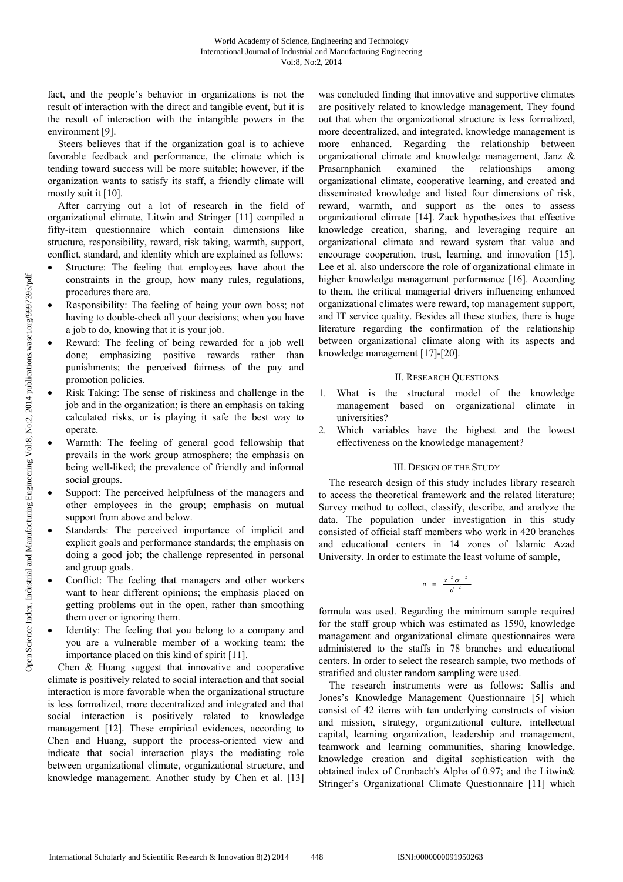fact, and the people's behavior in organizations is not the result of interaction with the direct and tangible event, but it is the result of interaction with the intangible powers in the environment [9].

Steers believes that if the organization goal is to achieve favorable feedback and performance, the climate which is tending toward success will be more suitable; however, if the organization wants to satisfy its staff, a friendly climate will mostly suit it [10].

After carrying out a lot of research in the field of organizational climate, Litwin and Stringer [11] compiled a fifty-item questionnaire which contain dimensions like structure, responsibility, reward, risk taking, warmth, support, conflict, standard, and identity which are explained as follows:

- Structure: The feeling that employees have about the constraints in the group, how many rules, regulations, procedures there are.
- Responsibility: The feeling of being your own boss; not having to double-check all your decisions; when you have a job to do, knowing that it is your job.
- Reward: The feeling of being rewarded for a job well done; emphasizing positive rewards rather than punishments; the perceived fairness of the pay and promotion policies.
- Risk Taking: The sense of riskiness and challenge in the job and in the organization; is there an emphasis on taking calculated risks, or is playing it safe the best way to operate.
- Warmth: The feeling of general good fellowship that prevails in the work group atmosphere; the emphasis on being well-liked; the prevalence of friendly and informal social groups.
- Support: The perceived helpfulness of the managers and other employees in the group; emphasis on mutual support from above and below.
- Standards: The perceived importance of implicit and explicit goals and performance standards; the emphasis on doing a good job; the challenge represented in personal and group goals.
- Conflict: The feeling that managers and other workers want to hear different opinions; the emphasis placed on getting problems out in the open, rather than smoothing them over or ignoring them.
- Identity: The feeling that you belong to a company and you are a vulnerable member of a working team; the importance placed on this kind of spirit [11].

Chen & Huang suggest that innovative and cooperative climate is positively related to social interaction and that social interaction is more favorable when the organizational structure is less formalized, more decentralized and integrated and that social interaction is positively related to knowledge management [12]. These empirical evidences, according to Chen and Huang, support the process-oriented view and indicate that social interaction plays the mediating role between organizational climate, organizational structure, and knowledge management. Another study by Chen et al. [13] was concluded finding that innovative and supportive climates are positively related to knowledge management. They found out that when the organizational structure is less formalized, more decentralized, and integrated, knowledge management is more enhanced. Regarding the relationship between organizational climate and knowledge management, Janz & Prasarnphanich examined the relationships among organizational climate, cooperative learning, and created and disseminated knowledge and listed four dimensions of risk, reward, warmth, and support as the ones to assess organizational climate [14]. Zack hypothesizes that effective knowledge creation, sharing, and leveraging require an organizational climate and reward system that value and encourage cooperation, trust, learning, and innovation [15]. Lee et al. also underscore the role of organizational climate in higher knowledge management performance [16]. According to them, the critical managerial drivers influencing enhanced organizational climates were reward, top management support, and IT service quality. Besides all these studies, there is huge literature regarding the confirmation of the relationship between organizational climate along with its aspects and knowledge management [17]-[20].

## II. Research Questions

1. What is the structural model of the knowledge management based on organizational climate in universities?
2. Which variables have the highest and the lowest effectiveness on the knowledge management?

## III. Design of the Study

The research design of this study includes library research to access the theoretical framework and the related literature; Survey method to collect, classify, describe, and analyze the data. The population under investigation in this study consisted of official staff members who work in 420 branches and educational centers in 14 zones of Islamic Azad University. In order to estimate the least volume of sample,

$$n = \frac{z^2 \sigma^2}{d^2}$$

formula was used. Regarding the minimum sample required for the staff group which was estimated as 1590, knowledge management and organizational climate questionnaires were administered to the staffs in 78 branches and educational centers. In order to select the research sample, two methods of stratified and cluster random sampling were used.

The research instruments were as follows: Sallis and Jones's Knowledge Management Questionnaire [5] which consist of 42 items with ten underlying constructs of vision and mission, strategy, organizational culture, intellectual capital, learning organization, leadership and management, teamwork and learning communities, sharing knowledge, knowledge creation and digital sophistication with the obtained index of Cronbach's Alpha of 0.97; and the Litwin& Stringer's Organizational Climate Questionnaire [11] which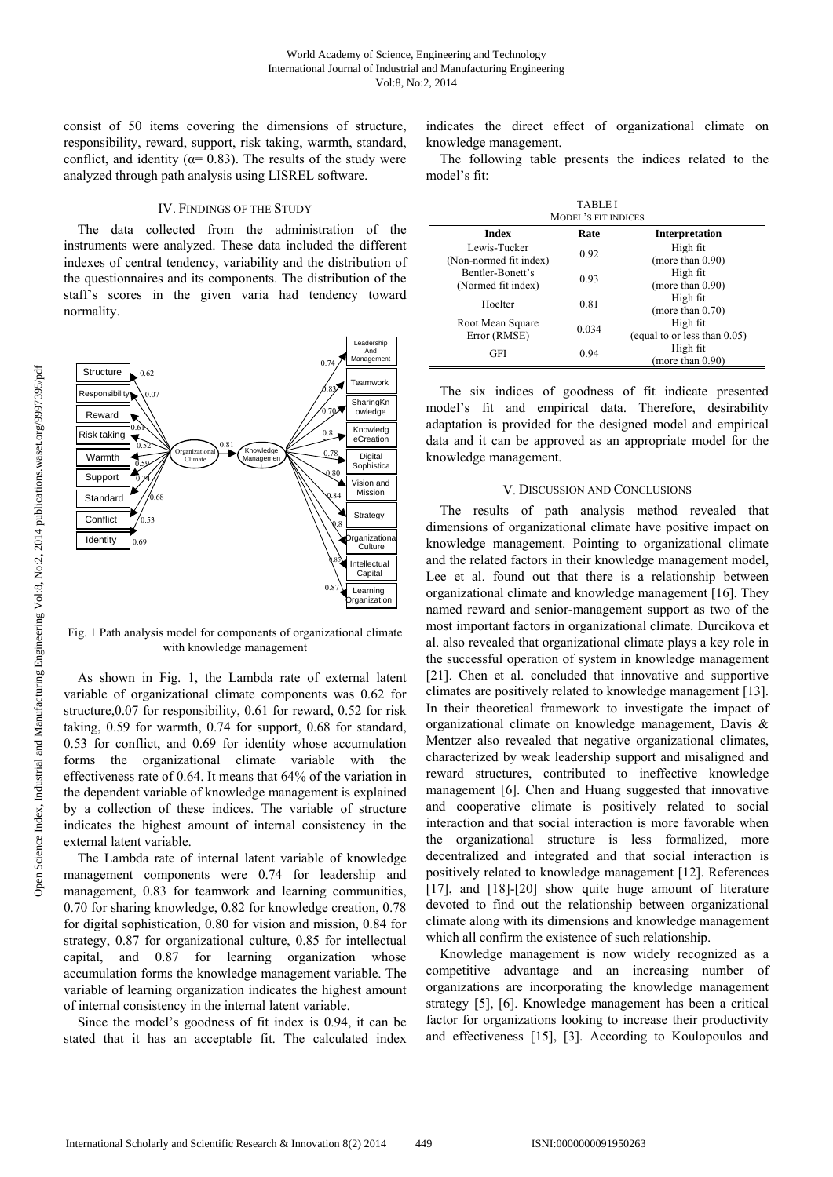consist of 50 items covering the dimensions of structure, responsibility, reward, support, risk taking, warmth, standard, conflict, and identity (α= 0.83). The results of the study were analyzed through path analysis using LISREL software.

## IV. Findings of the Study

The data collected from the administration of the instruments were analyzed. These data included the different indexes of central tendency, variability and the distribution of the questionnaires and its components. The distribution of the staff's scores in the given varia had tendency toward normality.

Fig. 1 Path analysis model for components of organizational climate with knowledge management

As shown in Fig. 1, the Lambda rate of external latent variable of organizational climate components was 0.62 for structure,0.07 for responsibility, 0.61 for reward, 0.52 for risk taking, 0.59 for warmth, 0.74 for support, 0.68 for standard, 0.53 for conflict, and 0.69 for identity whose accumulation forms the organizational climate variable with the effectiveness rate of 0.64. It means that 64% of the variation in the dependent variable of knowledge management is explained by a collection of these indices. The variable of structure indicates the highest amount of internal consistency in the external latent variable.

The Lambda rate of internal latent variable of knowledge management components were 0.74 for leadership and management, 0.83 for teamwork and learning communities, 0.70 for sharing knowledge, 0.82 for knowledge creation, 0.78 for digital sophistication, 0.80 for vision and mission, 0.84 for strategy, 0.87 for organizational culture, 0.85 for intellectual capital, and 0.87 for learning organization whose accumulation forms the knowledge management variable. The variable of learning organization indicates the highest amount of internal consistency in the internal latent variable.

Since the model's goodness of fit index is 0.94, it can be stated that it has an acceptable fit. The calculated index indicates the direct effect of organizational climate on knowledge management.

The following table presents the indices related to the model's fit:

TABLE I
MODEL'S FIT INDICES

| Index | Rate | Interpretation |
|---|---|---|
| Lewis-Tucker (Non-normed fit index) | 0.92 | High fit (more than 0.90) |
| Bentler-Bonett's (Normed fit index) | 0.93 | High fit (more than 0.90) |
| Hoelter | 0.81 | High fit (more than 0.70) |
| Root Mean Square Error (RMSE) | 0.034 | High fit (equal to or less than 0.05) |
| GFI | 0.94 | High fit (more than 0.90) |

The six indices of goodness of fit indicate presented model's fit and empirical data. Therefore, desirability adaptation is provided for the designed model and empirical data and it can be approved as an appropriate model for the knowledge management.

## V. Discussion and Conclusions

The results of path analysis method revealed that dimensions of organizational climate have positive impact on knowledge management. Pointing to organizational climate and the related factors in their knowledge management model, Lee et al. found out that there is a relationship between organizational climate and knowledge management [16]. They named reward and senior-management support as two of the most important factors in organizational climate. Durcikova et al. also revealed that organizational climate plays a key role in the successful operation of system in knowledge management [21]. Chen et al. concluded that innovative and supportive climates are positively related to knowledge management [13]. In their theoretical framework to investigate the impact of organizational climate on knowledge management, Davis & Mentzer also revealed that negative organizational climates, characterized by weak leadership support and misaligned and reward structures, contributed to ineffective knowledge management [6]. Chen and Huang suggested that innovative and cooperative climate is positively related to social interaction and that social interaction is more favorable when the organizational structure is less formalized, more decentralized and integrated and that social interaction is positively related to knowledge management [12]. References [17], and [18]-[20] show quite huge amount of literature devoted to find out the relationship between organizational climate along with its dimensions and knowledge management which all confirm the existence of such relationship.

Knowledge management is now widely recognized as a competitive advantage and an increasing number of organizations are incorporating the knowledge management strategy [5], [6]. Knowledge management has been a critical factor for organizations looking to increase their productivity and effectiveness [15], [3]. According to Koulopoulos and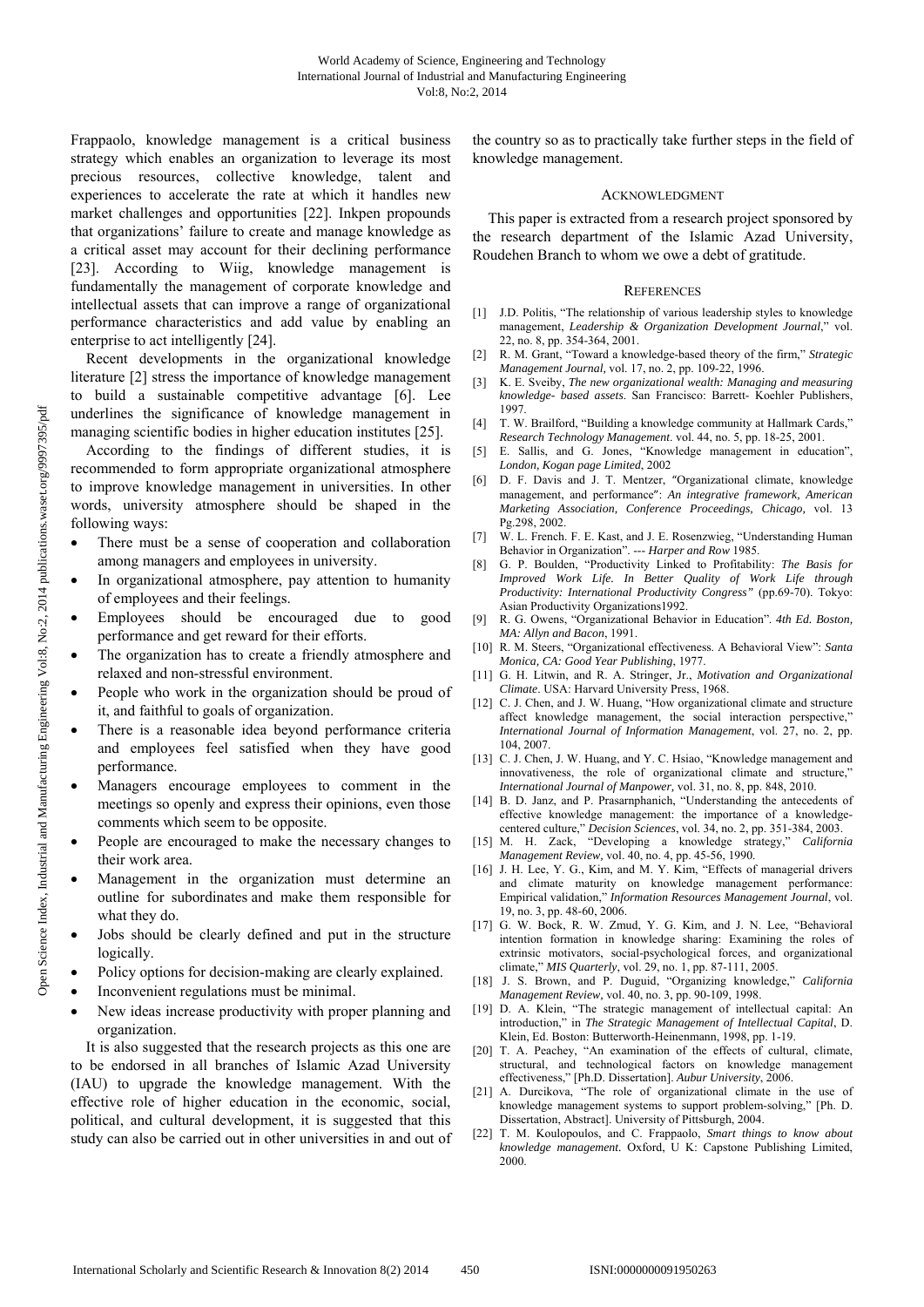Frappaolo, knowledge management is a critical business strategy which enables an organization to leverage its most precious resources, collective knowledge, talent and experiences to accelerate the rate at which it handles new market challenges and opportunities [22]. Inkpen propounds that organizations' failure to create and manage knowledge as a critical asset may account for their declining performance [23]. According to Wiig, knowledge management is fundamentally the management of corporate knowledge and intellectual assets that can improve a range of organizational performance characteristics and add value by enabling an enterprise to act intelligently [24].

Recent developments in the organizational knowledge literature [2] stress the importance of knowledge management to build a sustainable competitive advantage [6]. Lee underlines the significance of knowledge management in managing scientific bodies in higher education institutes [25].

According to the findings of different studies, it is recommended to form appropriate organizational atmosphere to improve knowledge management in universities. In other words, university atmosphere should be shaped in the following ways:

- There must be a sense of cooperation and collaboration among managers and employees in university.
- In organizational atmosphere, pay attention to humanity of employees and their feelings.
- Employees should be encouraged due to good performance and get reward for their efforts.
- The organization has to create a friendly atmosphere and relaxed and non-stressful environment.
- People who work in the organization should be proud of it, and faithful to goals of organization.
- There is a reasonable idea beyond performance criteria and employees feel satisfied when they have good performance.
- Managers encourage employees to comment in the meetings so openly and express their opinions, even those comments which seem to be opposite.
- People are encouraged to make the necessary changes to their work area.
- Management in the organization must determine an outline for subordinates and make them responsible for what they do.
- Jobs should be clearly defined and put in the structure logically.
- Policy options for decision-making are clearly explained.
- Inconvenient regulations must be minimal.
- New ideas increase productivity with proper planning and organization.

It is also suggested that the research projects as this one are to be endorsed in all branches of Islamic Azad University (IAU) to upgrade the knowledge management. With the effective role of higher education in the economic, social, political, and cultural development, it is suggested that this study can also be carried out in other universities in and out of the country so as to practically take further steps in the field of knowledge management.

## Acknowledgment

This paper is extracted from a research project sponsored by the research department of the Islamic Azad University, Roudehen Branch to whom we owe a debt of gratitude.

## References

[1] J.D. Politis, "The relationship of various leadership styles to knowledge management, *Leadership & Organization Development Journal*," vol. 22, no. 8, pp. 354-364, 2001.

[2] R. M. Grant, "Toward a knowledge-based theory of the firm," *Strategic Management Journal,* vol. 17, no. 2, pp. 109-22, 1996.

[3] K. E. Sveiby, *The new organizational wealth: Managing and measuring knowledge- based assets*. San Francisco: Barrett- Koehler Publishers, 1997.

[4] T. W. Brailford, "Building a knowledge community at Hallmark Cards," *Research Technology Management*. vol. 44, no. 5, pp. 18-25, 2001.

[5] E. Sallis, and G. Jones, "Knowledge management in education", *London, Kogan page Limited*, 2002

[6] D. F. Davis and J. T. Mentzer, "Organizational climate, knowledge management, and performance": *An integrative framework, American Marketing Association, Conference Proceedings, Chicago,* vol. 13 Pg.298, 2002.

[7] W. L. French. F. E. Kast, and J. E. Rosenzweig, "Understanding Human Behavior in Organization". --- *Harper and Row* 1985.

[8] G. P. Boulden, "Productivity Linked to Profitability: *The Basis for Improved Work Life. In Better Quality of Work Life through Productivity: International Productivity Congress"* (pp.69-70). Tokyo: Asian Productivity Organizations1992.

[9] R. G. Owens, "Organizational Behavior in Education". *4th Ed. Boston, MA: Allyn and Bacon*, 1991.

[10] R. M. Steers, "Organizational effectiveness. A Behavioral View": *Santa Monica, CA: Good Year Publishing*, 1977.

[11] G. H. Litwin, and R. A. Stringer, Jr., *Motivation and Organizational Climate*. USA: Harvard University Press, 1968.

[12] C. J. Chen, and J. W. Huang, "How organizational climate and structure affect knowledge management, the social interaction perspective," *International Journal of Information Management*, vol. 27, no. 2, pp. 104, 2007.

[13] C. J. Chen, J. W. Huang, and Y. C. Hsiao, "Knowledge management and innovativeness, the role of organizational climate and structure," *International Journal of Manpower,* vol. 31, no. 8, pp. 848, 2010.

[14] B. D. Janz, and P. Prasarnphanich, "Understanding the antecedents of effective knowledge management: the importance of a knowledge-centered culture," *Decision Sciences*, vol. 34, no. 2, pp. 351-384, 2003.

[15] M. H. Zack, "Developing a knowledge strategy," *California Management Review,* vol. 40, no. 4, pp. 45-56, 1990.

[16] J. H. Lee, Y. G., Kim, and M. Y. Kim, "Effects of managerial drivers and climate maturity on knowledge management performance: Empirical validation," *Information Resources Management Journal*, vol. 19, no. 3, pp. 48-60, 2006.

[17] G. W. Bock, R. W. Zmud, Y. G. Kim, and J. N. Lee, "Behavioral intention formation in knowledge sharing: Examining the roles of extrinsic motivators, social-psychological forces, and organizational climate," *MIS Quarterly*, vol. 29, no. 1, pp. 87-111, 2005.

[18] J. S. Brown, and P. Duguid, "Organizing knowledge," *California Management Review*, vol. 40, no. 3, pp. 90-109, 1998.

[19] D. A. Klein, "The strategic management of intellectual capital: An introduction," in *The Strategic Management of Intellectual Capital*, D. Klein, Ed. Boston: Butterworth-Heinenmann, 1998, pp. 1-19.

[20] T. A. Peachey, "An examination of the effects of cultural, climate, structural, and technological factors on knowledge management effectiveness," [Ph.D. Dissertation]. *Aubur University*, 2006.

[21] A. Durcikova, "The role of organizational climate in the use of knowledge management systems to support problem-solving," [Ph. D. Dissertation, Abstract]. University of Pittsburgh, 2004.

[22] T. M. Koulopoulos, and C. Frappaolo, *Smart things to know about knowledge management.* Oxford, U K: Capstone Publishing Limited, 2000.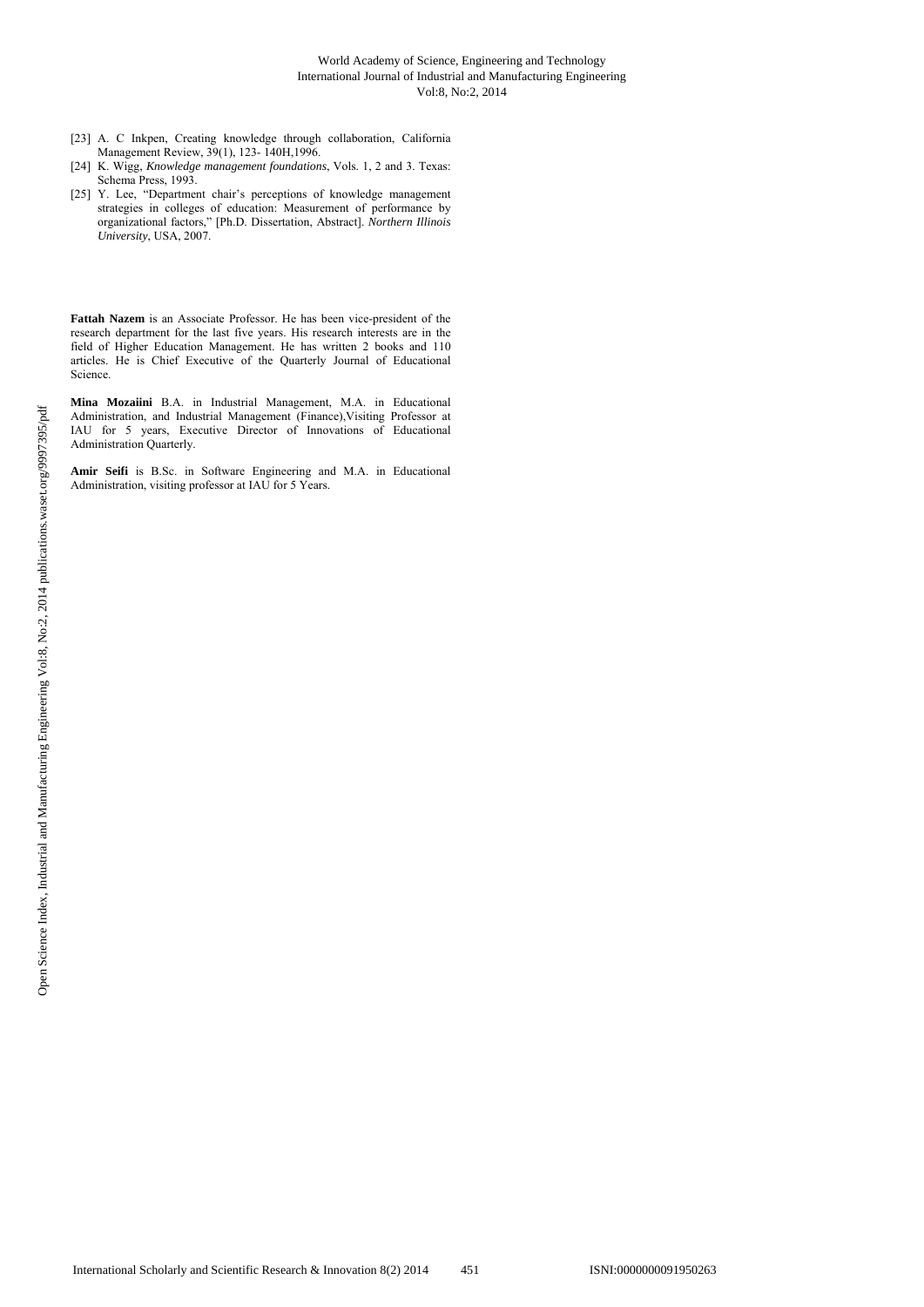[23] A. C Inkpen, Creating knowledge through collaboration, California Management Review, 39(1), 123- 140H,1996.

[24] K. Wigg, *Knowledge management foundations*, Vols. 1, 2 and 3. Texas: Schema Press, 1993.

[25] Y. Lee, "Department chair's perceptions of knowledge management strategies in colleges of education: Measurement of performance by organizational factors," [Ph.D. Dissertation, Abstract]. *Northern Illinois University*, USA, 2007.

**Fattah Nazem** is an Associate Professor. He has been vice-president of the research department for the last five years. His research interests are in the field of Higher Education Management. He has written 2 books and 110 articles. He is Chief Executive of the Quarterly Journal of Educational Science.

**Mina Mozaiini** B.A. in Industrial Management, M.A. in Educational Administration, and Industrial Management (Finance),Visiting Professor at IAU for 5 years, Executive Director of Innovations of Educational Administration Quarterly.

**Amir Seifi** is B.Sc. in Software Engineering and M.A. in Educational Administration, visiting professor at IAU for 5 Years.